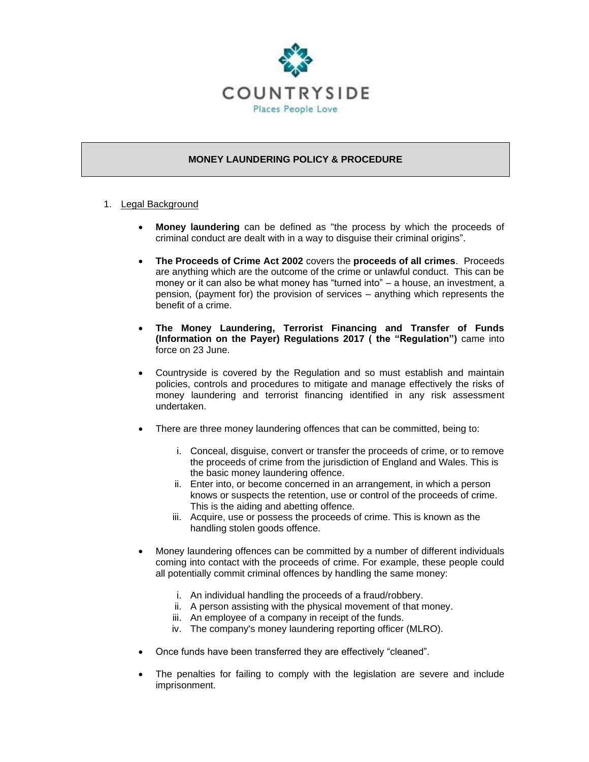COUNTRYSIDE

Places People Love

# MONEY LAUNDERING POLICY & PROCEDURE

1. Legal Background

- **Money laundering** can be defined as "the process by which the proceeds of criminal conduct are dealt with in a way to disguise their criminal origins".

- **The Proceeds of Crime Act 2002** covers the **proceeds of all crimes**. Proceeds are anything which are the outcome of the crime or unlawful conduct. This can be money or it can also be what money has "turned into" – a house, an investment, a pension, (payment for) the provision of services – anything which represents the benefit of a crime.

- **The Money Laundering, Terrorist Financing and Transfer of Funds (Information on the Payer) Regulations 2017 ( the "Regulation")** came into force on 23 June.

- Countryside is covered by the Regulation and so must establish and maintain policies, controls and procedures to mitigate and manage effectively the risks of money laundering and terrorist financing identified in any risk assessment undertaken.

- There are three money laundering offences that can be committed, being to:

    i. Conceal, disguise, convert or transfer the proceeds of crime, or to remove the proceeds of crime from the jurisdiction of England and Wales. This is the basic money laundering offence.
    ii. Enter into, or become concerned in an arrangement, in which a person knows or suspects the retention, use or control of the proceeds of crime. This is the aiding and abetting offence.
    iii. Acquire, use or possess the proceeds of crime. This is known as the handling stolen goods offence.

- Money laundering offences can be committed by a number of different individuals coming into contact with the proceeds of crime. For example, these people could all potentially commit criminal offences by handling the same money:

    i. An individual handling the proceeds of a fraud/robbery.
    ii. A person assisting with the physical movement of that money.
    iii. An employee of a company in receipt of the funds.
    iv. The company's money laundering reporting officer (MLRO).

- Once funds have been transferred they are effectively "cleaned".

- The penalties for failing to comply with the legislation are severe and include imprisonment.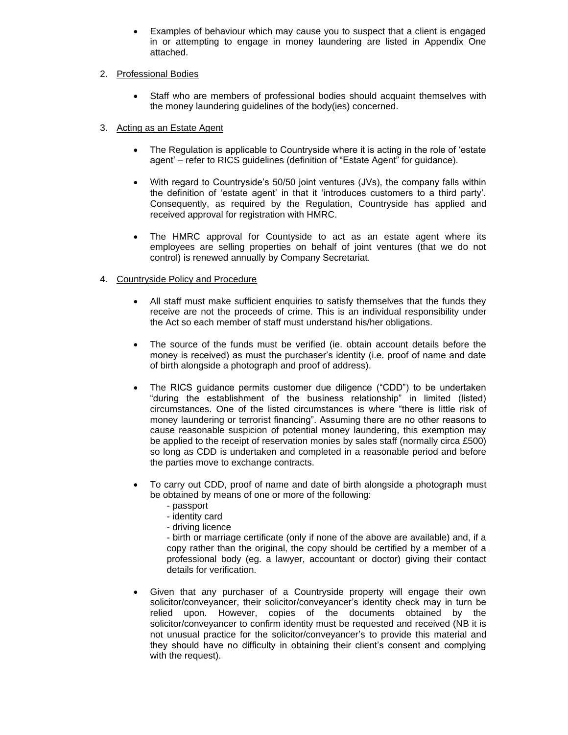- Examples of behaviour which may cause you to suspect that a client is engaged in or attempting to engage in money laundering are listed in Appendix One attached.

2. Professional Bodies

   - Staff who are members of professional bodies should acquaint themselves with the money laundering guidelines of the body(ies) concerned.

3. Acting as an Estate Agent

   - The Regulation is applicable to Countryside where it is acting in the role of 'estate agent' – refer to RICS guidelines (definition of "Estate Agent" for guidance).
   - With regard to Countryside's 50/50 joint ventures (JVs), the company falls within the definition of 'estate agent' in that it 'introduces customers to a third party'. Consequently, as required by the Regulation, Countryside has applied and received approval for registration with HMRC.
   - The HMRC approval for Countyside to act as an estate agent where its employees are selling properties on behalf of joint ventures (that we do not control) is renewed annually by Company Secretariat.

4. Countryside Policy and Procedure

   - All staff must make sufficient enquiries to satisfy themselves that the funds they receive are not the proceeds of crime. This is an individual responsibility under the Act so each member of staff must understand his/her obligations.
   - The source of the funds must be verified (ie. obtain account details before the money is received) as must the purchaser's identity (i.e. proof of name and date of birth alongside a photograph and proof of address).
   - The RICS guidance permits customer due diligence ("CDD") to be undertaken "during the establishment of the business relationship" in limited (listed) circumstances. One of the listed circumstances is where "there is little risk of money laundering or terrorist financing". Assuming there are no other reasons to cause reasonable suspicion of potential money laundering, this exemption may be applied to the receipt of reservation monies by sales staff (normally circa £500) so long as CDD is undertaken and completed in a reasonable period and before the parties move to exchange contracts.
   - To carry out CDD, proof of name and date of birth alongside a photograph must be obtained by means of one or more of the following:
     - passport
     - identity card
     - driving licence
     - birth or marriage certificate (only if none of the above are available) and, if a copy rather than the original, the copy should be certified by a member of a professional body (eg. a lawyer, accountant or doctor) giving their contact details for verification.
   - Given that any purchaser of a Countryside property will engage their own solicitor/conveyancer, their solicitor/conveyancer's identity check may in turn be relied upon. However, copies of the documents obtained by the solicitor/conveyancer to confirm identity must be requested and received (NB it is not unusual practice for the solicitor/conveyancer's to provide this material and they should have no difficulty in obtaining their client's consent and complying with the request).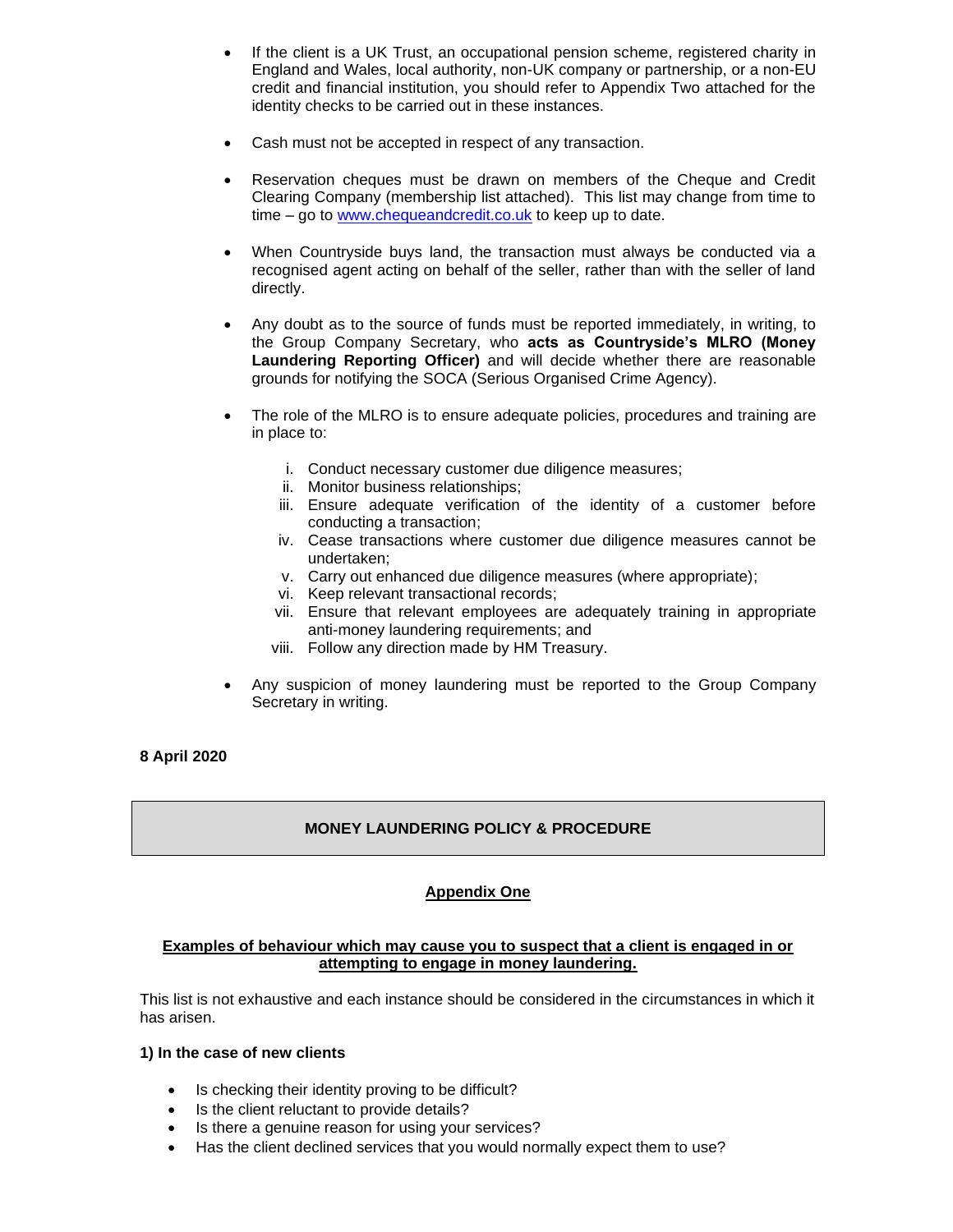- If the client is a UK Trust, an occupational pension scheme, registered charity in England and Wales, local authority, non-UK company or partnership, or a non-EU credit and financial institution, you should refer to Appendix Two attached for the identity checks to be carried out in these instances.

- Cash must not be accepted in respect of any transaction.

- Reservation cheques must be drawn on members of the Cheque and Credit Clearing Company (membership list attached). This list may change from time to time – go to www.chequeandcredit.co.uk to keep up to date.

- When Countryside buys land, the transaction must always be conducted via a recognised agent acting on behalf of the seller, rather than with the seller of land directly.

- Any doubt as to the source of funds must be reported immediately, in writing, to the Group Company Secretary, who **acts as Countryside's MLRO (Money Laundering Reporting Officer)** and will decide whether there are reasonable grounds for notifying the SOCA (Serious Organised Crime Agency).

- The role of the MLRO is to ensure adequate policies, procedures and training are in place to:

  i. Conduct necessary customer due diligence measures;
  ii. Monitor business relationships;
  iii. Ensure adequate verification of the identity of a customer before conducting a transaction;
  iv. Cease transactions where customer due diligence measures cannot be undertaken;
  v. Carry out enhanced due diligence measures (where appropriate);
  vi. Keep relevant transactional records;
  vii. Ensure that relevant employees are adequately training in appropriate anti-money laundering requirements; and
  viii. Follow any direction made by HM Treasury.

- Any suspicion of money laundering must be reported to the Group Company Secretary in writing.

**8 April 2020**

## MONEY LAUNDERING POLICY & PROCEDURE

### Appendix One

**Examples of behaviour which may cause you to suspect that a client is engaged in or attempting to engage in money laundering.**

This list is not exhaustive and each instance should be considered in the circumstances in which it has arisen.

**1) In the case of new clients**

- Is checking their identity proving to be difficult?
- Is the client reluctant to provide details?
- Is there a genuine reason for using your services?
- Has the client declined services that you would normally expect them to use?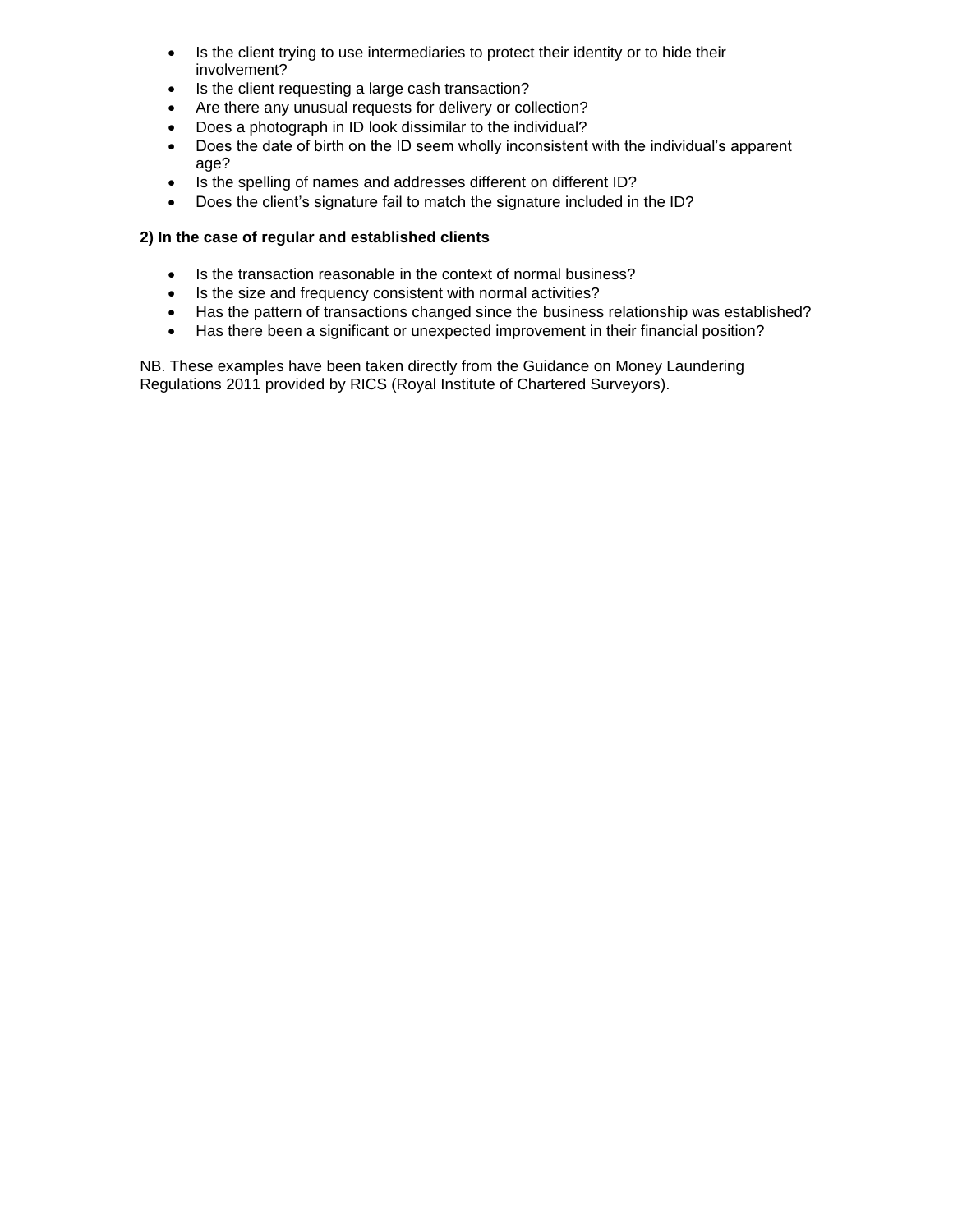- Is the client trying to use intermediaries to protect their identity or to hide their involvement?
- Is the client requesting a large cash transaction?
- Are there any unusual requests for delivery or collection?
- Does a photograph in ID look dissimilar to the individual?
- Does the date of birth on the ID seem wholly inconsistent with the individual's apparent age?
- Is the spelling of names and addresses different on different ID?
- Does the client's signature fail to match the signature included in the ID?

**2) In the case of regular and established clients**

- Is the transaction reasonable in the context of normal business?
- Is the size and frequency consistent with normal activities?
- Has the pattern of transactions changed since the business relationship was established?
- Has there been a significant or unexpected improvement in their financial position?

NB. These examples have been taken directly from the Guidance on Money Laundering Regulations 2011 provided by RICS (Royal Institute of Chartered Surveyors).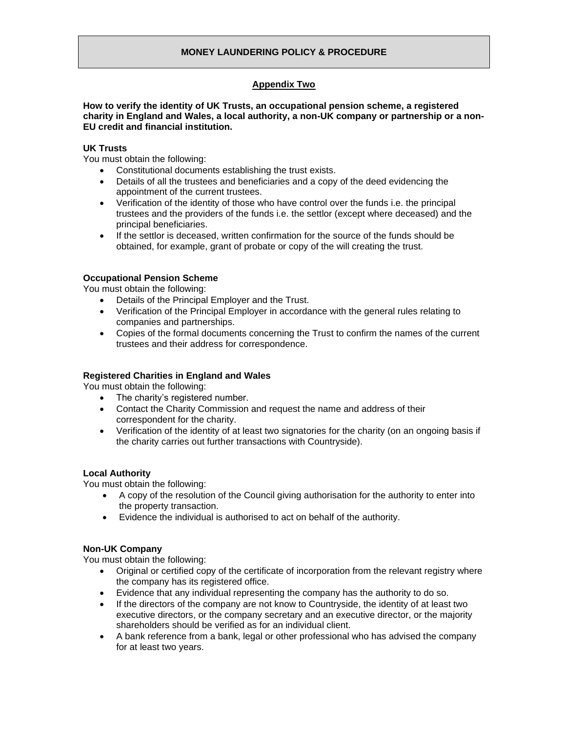## MONEY LAUNDERING POLICY & PROCEDURE

### Appendix Two

**How to verify the identity of UK Trusts, an occupational pension scheme, a registered charity in England and Wales, a local authority, a non-UK company or partnership or a non-EU credit and financial institution.**

**UK Trusts**
You must obtain the following:

- Constitutional documents establishing the trust exists.
- Details of all the trustees and beneficiaries and a copy of the deed evidencing the appointment of the current trustees.
- Verification of the identity of those who have control over the funds i.e. the principal trustees and the providers of the funds i.e. the settlor (except where deceased) and the principal beneficiaries.
- If the settlor is deceased, written confirmation for the source of the funds should be obtained, for example, grant of probate or copy of the will creating the trust.

**Occupational Pension Scheme**
You must obtain the following:

- Details of the Principal Employer and the Trust.
- Verification of the Principal Employer in accordance with the general rules relating to companies and partnerships.
- Copies of the formal documents concerning the Trust to confirm the names of the current trustees and their address for correspondence.

**Registered Charities in England and Wales**
You must obtain the following:

- The charity's registered number.
- Contact the Charity Commission and request the name and address of their correspondent for the charity.
- Verification of the identity of at least two signatories for the charity (on an ongoing basis if the charity carries out further transactions with Countryside).

**Local Authority**
You must obtain the following:

- A copy of the resolution of the Council giving authorisation for the authority to enter into the property transaction.
- Evidence the individual is authorised to act on behalf of the authority.

**Non-UK Company**
You must obtain the following:

- Original or certified copy of the certificate of incorporation from the relevant registry where the company has its registered office.
- Evidence that any individual representing the company has the authority to do so.
- If the directors of the company are not know to Countryside, the identity of at least two executive directors, or the company secretary and an executive director, or the majority shareholders should be verified as for an individual client.
- A bank reference from a bank, legal or other professional who has advised the company for at least two years.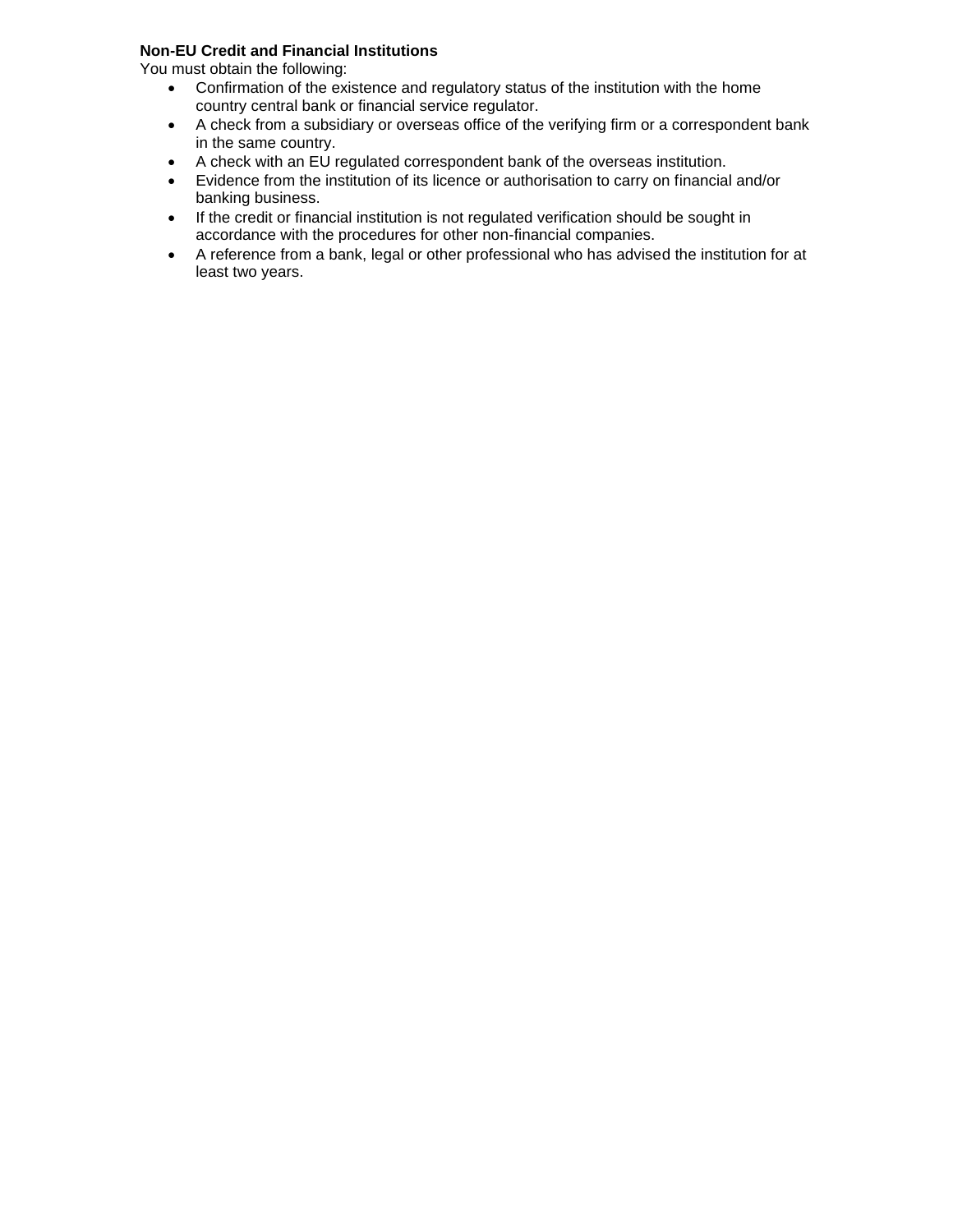**Non-EU Credit and Financial Institutions**

You must obtain the following:

- Confirmation of the existence and regulatory status of the institution with the home country central bank or financial service regulator.
- A check from a subsidiary or overseas office of the verifying firm or a correspondent bank in the same country.
- A check with an EU regulated correspondent bank of the overseas institution.
- Evidence from the institution of its licence or authorisation to carry on financial and/or banking business.
- If the credit or financial institution is not regulated verification should be sought in accordance with the procedures for other non-financial companies.
- A reference from a bank, legal or other professional who has advised the institution for at least two years.